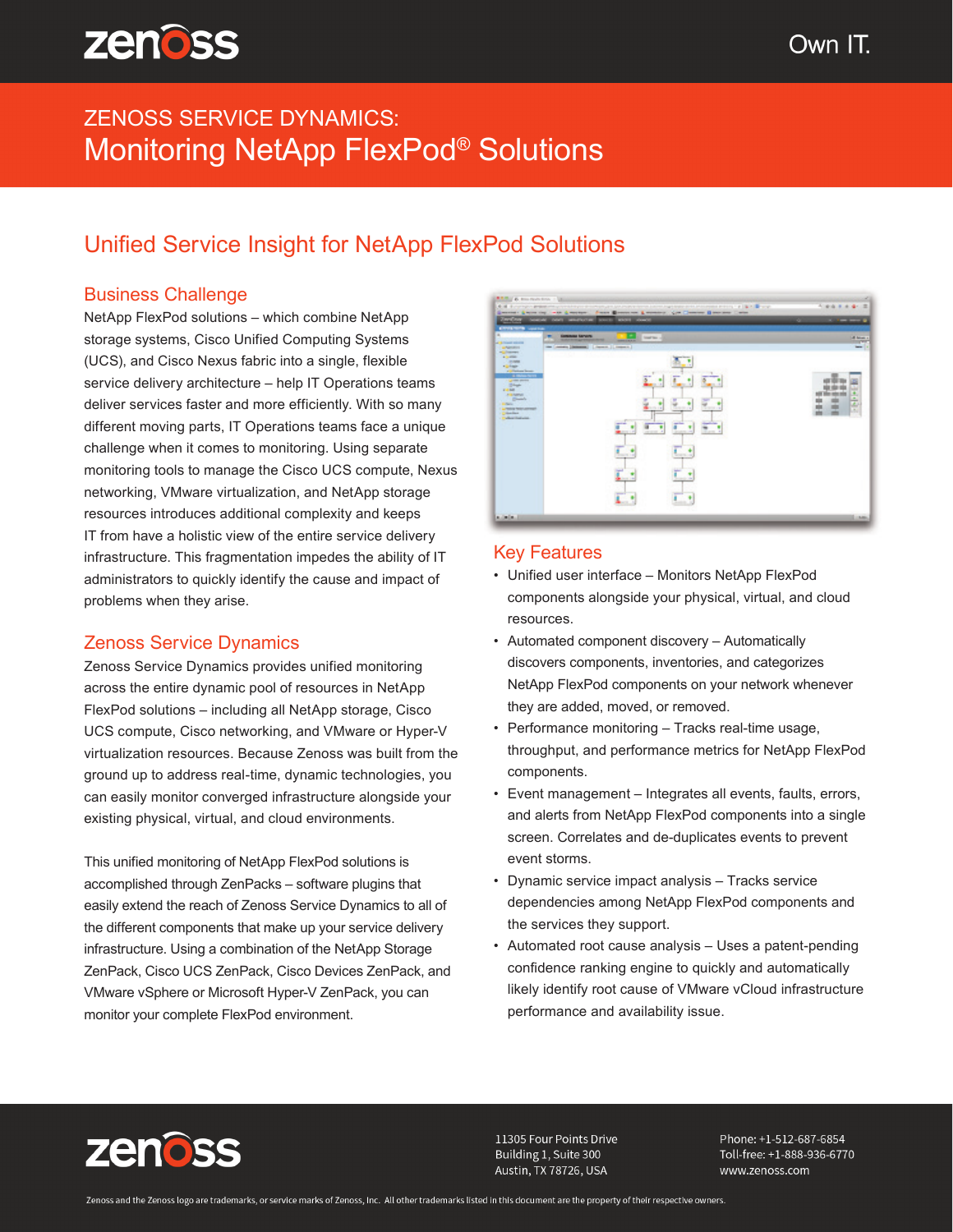# ZENOSS SERVICE DYNAMICS: Monitoring NetApp FlexPod® Solutions

## Unified Service Insight for NetApp FlexPod Solutions

### Business Challenge

NetApp FlexPod solutions – which combine NetApp storage systems, Cisco Unified Computing Systems (UCS), and Cisco Nexus fabric into a single, flexible service delivery architecture – help IT Operations teams deliver services faster and more efficiently. With so many different moving parts, IT Operations teams face a unique challenge when it comes to monitoring. Using separate monitoring tools to manage the Cisco UCS compute, Nexus networking, VMware virtualization, and NetApp storage resources introduces additional complexity and keeps IT from have a holistic view of the entire service delivery infrastructure. This fragmentation impedes the ability of IT administrators to quickly identify the cause and impact of problems when they arise.

### Zenoss Service Dynamics

Zenoss Service Dynamics provides unified monitoring across the entire dynamic pool of resources in NetApp FlexPod solutions – including all NetApp storage, Cisco UCS compute, Cisco networking, and VMware or Hyper-V virtualization resources. Because Zenoss was built from the ground up to address real-time, dynamic technologies, you can easily monitor converged infrastructure alongside your existing physical, virtual, and cloud environments.

This unified monitoring of NetApp FlexPod solutions is accomplished through ZenPacks – software plugins that easily extend the reach of Zenoss Service Dynamics to all of the different components that make up your service delivery infrastructure. Using a combination of the NetApp Storage ZenPack, Cisco UCS ZenPack, Cisco Devices ZenPack, and VMware vSphere or Microsoft Hyper-V ZenPack, you can monitor your complete FlexPod environment.

### Key Features

- Unified user interface – Monitors NetApp FlexPod components alongside your physical, virtual, and cloud resources.
- Automated component discovery – Automatically discovers components, inventories, and categorizes NetApp FlexPod components on your network whenever they are added, moved, or removed.
- Performance monitoring – Tracks real-time usage, throughput, and performance metrics for NetApp FlexPod components.
- Event management – Integrates all events, faults, errors, and alerts from NetApp FlexPod components into a single screen. Correlates and de-duplicates events to prevent event storms.
- Dynamic service impact analysis – Tracks service dependencies among NetApp FlexPod components and the services they support.
- Automated root cause analysis – Uses a patent-pending confidence ranking engine to quickly and automatically likely identify root cause of VMware vCloud infrastructure performance and availability issue.

11305 Four Points Drive
Building 1, Suite 300
Austin, TX 78726, USA

Phone: +1-512-687-6854
Toll-free: +1-888-936-6770
www.zenoss.com

Zenoss and the Zenoss logo are trademarks, or service marks of Zenoss, Inc. All other trademarks listed in this document are the property of their respective owners.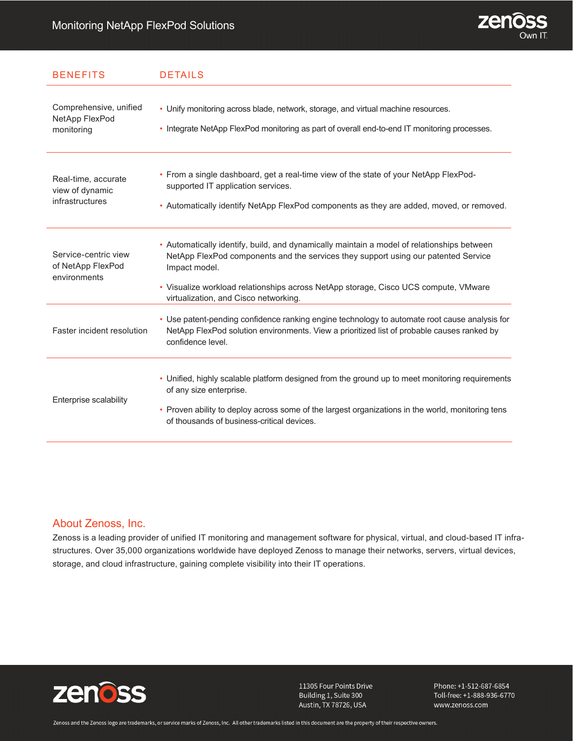| BENEFITS | DETAILS |
|---|---|
| Comprehensive, unified NetApp FlexPod monitoring | • Unify monitoring across blade, network, storage, and virtual machine resources.<br>• Integrate NetApp FlexPod monitoring as part of overall end-to-end IT monitoring processes. |
| Real-time, accurate view of dynamic infrastructures | • From a single dashboard, get a real-time view of the state of your NetApp FlexPod-supported IT application services.<br>• Automatically identify NetApp FlexPod components as they are added, moved, or removed. |
| Service-centric view of NetApp FlexPod environments | • Automatically identify, build, and dynamically maintain a model of relationships between NetApp FlexPod components and the services they support using our patented Service Impact model.<br>• Visualize workload relationships across NetApp storage, Cisco UCS compute, VMware virtualization, and Cisco networking. |
| Faster incident resolution | • Use patent-pending confidence ranking engine technology to automate root cause analysis for NetApp FlexPod solution environments. View a prioritized list of probable causes ranked by confidence level. |
| Enterprise scalability | • Unified, highly scalable platform designed from the ground up to meet monitoring requirements of any size enterprise.<br>• Proven ability to deploy across some of the largest organizations in the world, monitoring tens of thousands of business-critical devices. |

## About Zenoss, Inc.

Zenoss is a leading provider of unified IT monitoring and management software for physical, virtual, and cloud-based IT infrastructures. Over 35,000 organizations worldwide have deployed Zenoss to manage their networks, servers, virtual devices, storage, and cloud infrastructure, gaining complete visibility into their IT operations.

11305 Four Points Drive
Building 1, Suite 300
Austin, TX 78726, USA

Phone: +1-512-687-6854
Toll-free: +1-888-936-6770
www.zenoss.com

Zenoss and the Zenoss logo are trademarks, or service marks of Zenoss, Inc. All other trademarks listed in this document are the property of their respective owners.